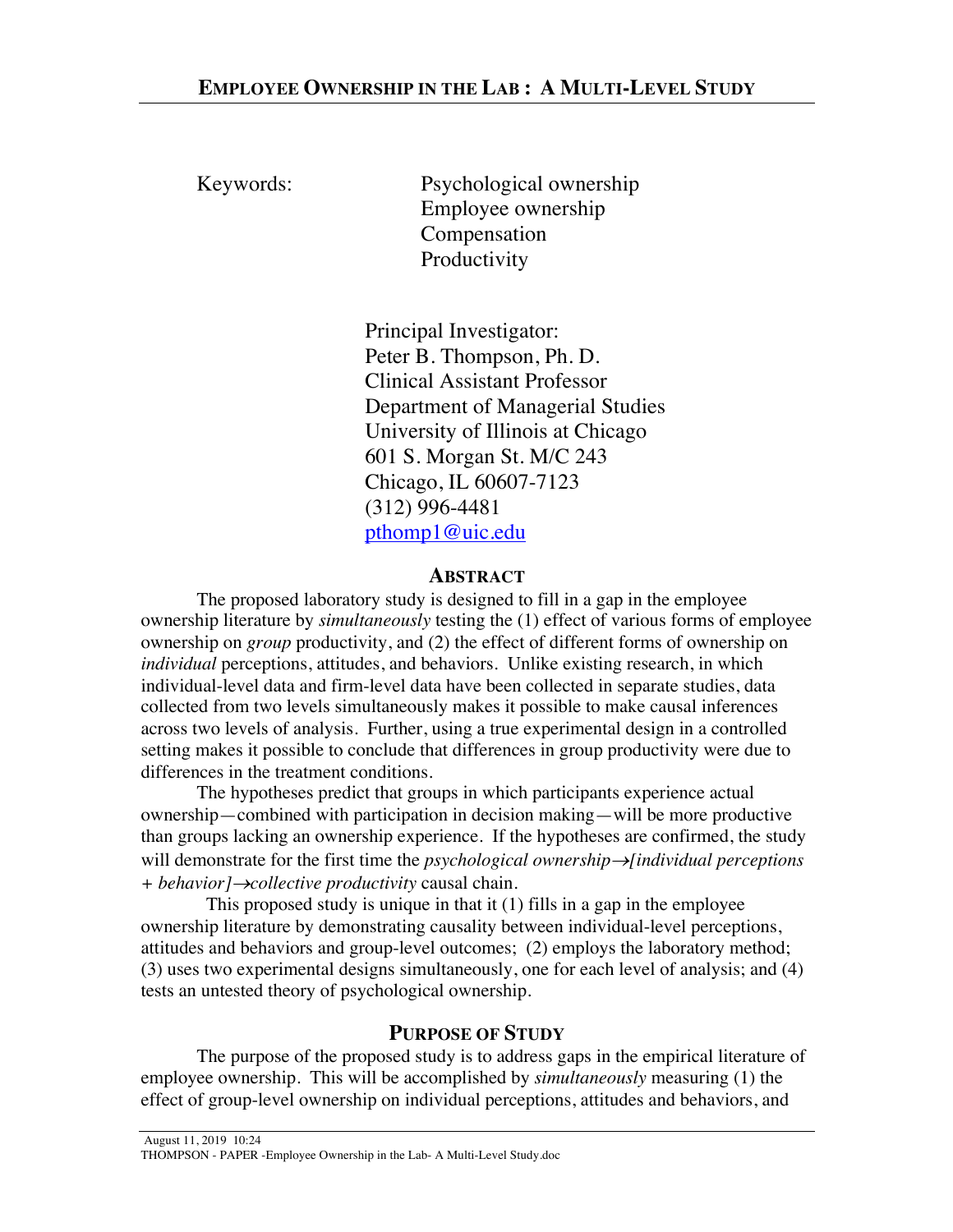# EMPLOYEE OWNERSHIP IN THE LAB : A MULTI-LEVEL STUDY

Keywords: Psychological ownership
Employee ownership
Compensation
Productivity

Principal Investigator:
Peter B. Thompson, Ph. D.
Clinical Assistant Professor
Department of Managerial Studies
University of Illinois at Chicago
601 S. Morgan St. M/C 243
Chicago, IL 60607-7123
(312) 996-4481
pthomp1@uic.edu

## ABSTRACT

The proposed laboratory study is designed to fill in a gap in the employee ownership literature by *simultaneously* testing the (1) effect of various forms of employee ownership on *group* productivity, and (2) the effect of different forms of ownership on *individual* perceptions, attitudes, and behaviors. Unlike existing research, in which individual-level data and firm-level data have been collected in separate studies, data collected from two levels simultaneously makes it possible to make causal inferences across two levels of analysis. Further, using a true experimental design in a controlled setting makes it possible to conclude that differences in group productivity were due to differences in the treatment conditions.

The hypotheses predict that groups in which participants experience actual ownership—combined with participation in decision making—will be more productive than groups lacking an ownership experience. If the hypotheses are confirmed, the study will demonstrate for the first time the *psychological ownership→[individual perceptions + behavior]→collective productivity* causal chain.

This proposed study is unique in that it (1) fills in a gap in the employee ownership literature by demonstrating causality between individual-level perceptions, attitudes and behaviors and group-level outcomes; (2) employs the laboratory method; (3) uses two experimental designs simultaneously, one for each level of analysis; and (4) tests an untested theory of psychological ownership.

## PURPOSE OF STUDY

The purpose of the proposed study is to address gaps in the empirical literature of employee ownership. This will be accomplished by *simultaneously* measuring (1) the effect of group-level ownership on individual perceptions, attitudes and behaviors, and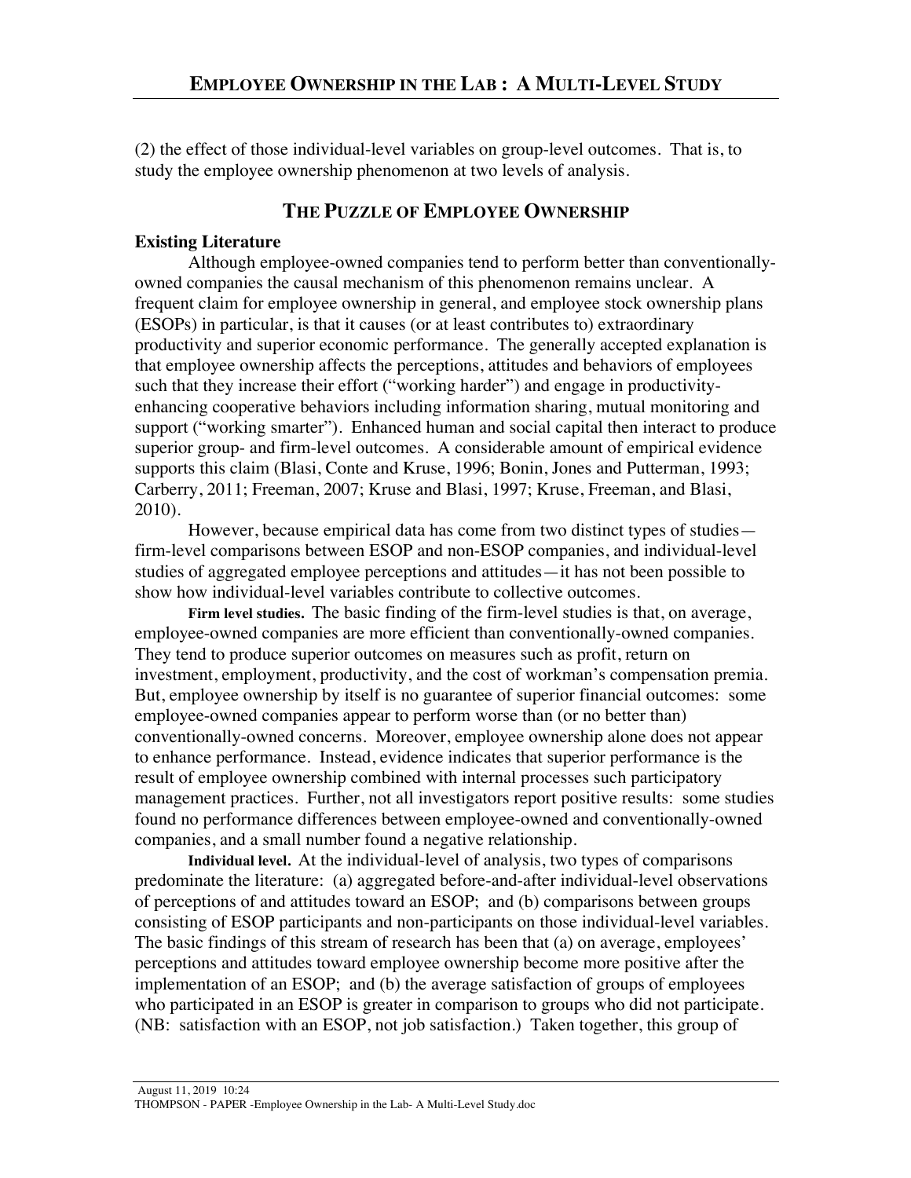(2) the effect of those individual-level variables on group-level outcomes. That is, to study the employee ownership phenomenon at two levels of analysis.

## THE PUZZLE OF EMPLOYEE OWNERSHIP

### Existing Literature

Although employee-owned companies tend to perform better than conventionally-owned companies the causal mechanism of this phenomenon remains unclear. A frequent claim for employee ownership in general, and employee stock ownership plans (ESOPs) in particular, is that it causes (or at least contributes to) extraordinary productivity and superior economic performance. The generally accepted explanation is that employee ownership affects the perceptions, attitudes and behaviors of employees such that they increase their effort ("working harder") and engage in productivity-enhancing cooperative behaviors including information sharing, mutual monitoring and support ("working smarter"). Enhanced human and social capital then interact to produce superior group- and firm-level outcomes. A considerable amount of empirical evidence supports this claim (Blasi, Conte and Kruse, 1996; Bonin, Jones and Putterman, 1993; Carberry, 2011; Freeman, 2007; Kruse and Blasi, 1997; Kruse, Freeman, and Blasi, 2010).

However, because empirical data has come from two distinct types of studies—firm-level comparisons between ESOP and non-ESOP companies, and individual-level studies of aggregated employee perceptions and attitudes—it has not been possible to show how individual-level variables contribute to collective outcomes.

**Firm level studies.** The basic finding of the firm-level studies is that, on average, employee-owned companies are more efficient than conventionally-owned companies. They tend to produce superior outcomes on measures such as profit, return on investment, employment, productivity, and the cost of workman's compensation premia. But, employee ownership by itself is no guarantee of superior financial outcomes: some employee-owned companies appear to perform worse than (or no better than) conventionally-owned concerns. Moreover, employee ownership alone does not appear to enhance performance. Instead, evidence indicates that superior performance is the result of employee ownership combined with internal processes such participatory management practices. Further, not all investigators report positive results: some studies found no performance differences between employee-owned and conventionally-owned companies, and a small number found a negative relationship.

**Individual level.** At the individual-level of analysis, two types of comparisons predominate the literature: (a) aggregated before-and-after individual-level observations of perceptions of and attitudes toward an ESOP; and (b) comparisons between groups consisting of ESOP participants and non-participants on those individual-level variables. The basic findings of this stream of research has been that (a) on average, employees' perceptions and attitudes toward employee ownership become more positive after the implementation of an ESOP; and (b) the average satisfaction of groups of employees who participated in an ESOP is greater in comparison to groups who did not participate. (NB: satisfaction with an ESOP, not job satisfaction.) Taken together, this group of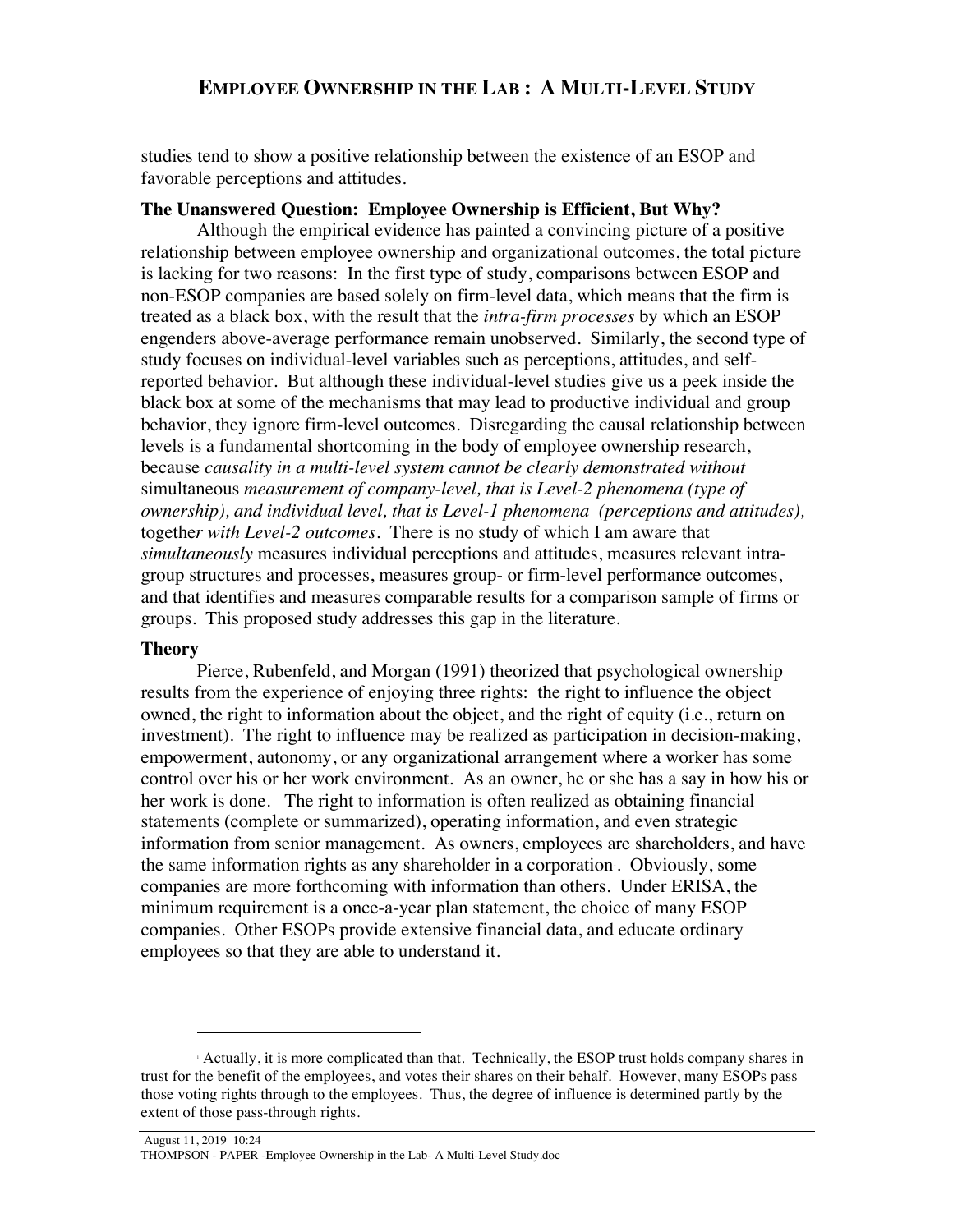studies tend to show a positive relationship between the existence of an ESOP and favorable perceptions and attitudes.

**The Unanswered Question: Employee Ownership is Efficient, But Why?**

Although the empirical evidence has painted a convincing picture of a positive relationship between employee ownership and organizational outcomes, the total picture is lacking for two reasons: In the first type of study, comparisons between ESOP and non-ESOP companies are based solely on firm-level data, which means that the firm is treated as a black box, with the result that the *intra-firm processes* by which an ESOP engenders above-average performance remain unobserved. Similarly, the second type of study focuses on individual-level variables such as perceptions, attitudes, and self-reported behavior. But although these individual-level studies give us a peek inside the black box at some of the mechanisms that may lead to productive individual and group behavior, they ignore firm-level outcomes. Disregarding the causal relationship between levels is a fundamental shortcoming in the body of employee ownership research, because *causality in a multi-level system cannot be clearly demonstrated without* simultaneous *measurement of company-level, that is Level-2 phenomena (type of ownership), and individual level, that is Level-1 phenomena (perceptions and attitudes),* togeth*er with Level-2 outcomes*. There is no study of which I am aware that *simultaneously* measures individual perceptions and attitudes, measures relevant intra-group structures and processes, measures group- or firm-level performance outcomes, and that identifies and measures comparable results for a comparison sample of firms or groups. This proposed study addresses this gap in the literature.

**Theory**

Pierce, Rubenfeld, and Morgan (1991) theorized that psychological ownership results from the experience of enjoying three rights: the right to influence the object owned, the right to information about the object, and the right of equity (i.e., return on investment). The right to influence may be realized as participation in decision-making, empowerment, autonomy, or any organizational arrangement where a worker has some control over his or her work environment. As an owner, he or she has a say in how his or her work is done. The right to information is often realized as obtaining financial statements (complete or summarized), operating information, and even strategic information from senior management. As owners, employees are shareholders, and have the same information rights as any shareholder in a corporation[1]. Obviously, some companies are more forthcoming with information than others. Under ERISA, the minimum requirement is a once-a-year plan statement, the choice of many ESOP companies. Other ESOPs provide extensive financial data, and educate ordinary employees so that they are able to understand it.

---

[1] Actually, it is more complicated than that. Technically, the ESOP trust holds company shares in trust for the benefit of the employees, and votes their shares on their behalf. However, many ESOPs pass those voting rights through to the employees. Thus, the degree of influence is determined partly by the extent of those pass-through rights.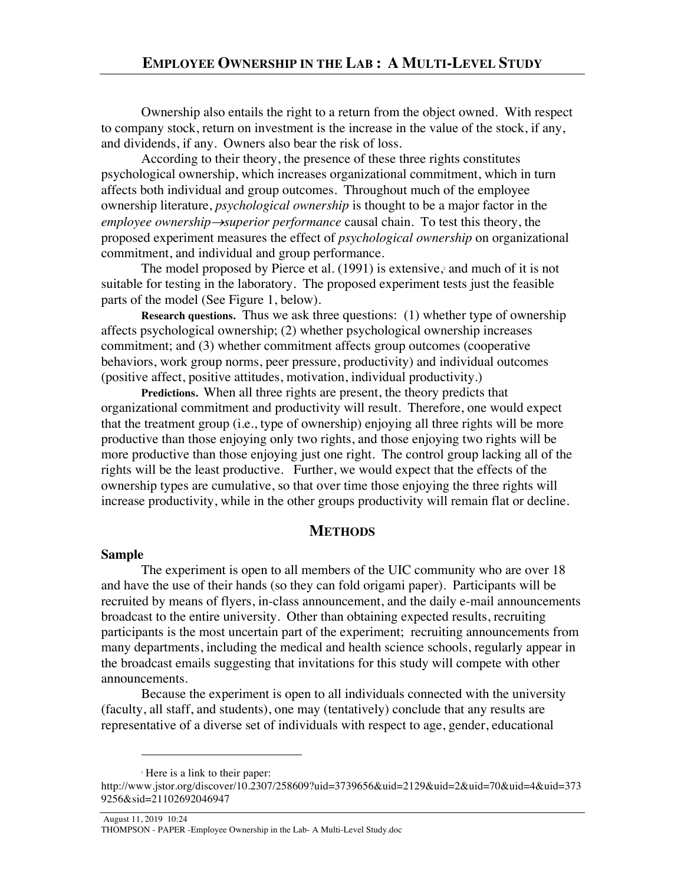Ownership also entails the right to a return from the object owned. With respect to company stock, return on investment is the increase in the value of the stock, if any, and dividends, if any. Owners also bear the risk of loss.

According to their theory, the presence of these three rights constitutes psychological ownership, which increases organizational commitment, which in turn affects both individual and group outcomes. Throughout much of the employee ownership literature, *psychological ownership* is thought to be a major factor in the *employee ownership→superior performance* causal chain. To test this theory, the proposed experiment measures the effect of *psychological ownership* on organizational commitment, and individual and group performance.

The model proposed by Pierce et al. (1991) is extensive,[2] and much of it is not suitable for testing in the laboratory. The proposed experiment tests just the feasible parts of the model (See Figure 1, below).

**Research questions.** Thus we ask three questions: (1) whether type of ownership affects psychological ownership; (2) whether psychological ownership increases commitment; and (3) whether commitment affects group outcomes (cooperative behaviors, work group norms, peer pressure, productivity) and individual outcomes (positive affect, positive attitudes, motivation, individual productivity.)

**Predictions.** When all three rights are present, the theory predicts that organizational commitment and productivity will result. Therefore, one would expect that the treatment group (i.e., type of ownership) enjoying all three rights will be more productive than those enjoying only two rights, and those enjoying two rights will be more productive than those enjoying just one right. The control group lacking all of the rights will be the least productive. Further, we would expect that the effects of the ownership types are cumulative, so that over time those enjoying the three rights will increase productivity, while in the other groups productivity will remain flat or decline.

## METHODS

### Sample

The experiment is open to all members of the UIC community who are over 18 and have the use of their hands (so they can fold origami paper). Participants will be recruited by means of flyers, in-class announcement, and the daily e-mail announcements broadcast to the entire university. Other than obtaining expected results, recruiting participants is the most uncertain part of the experiment; recruiting announcements from many departments, including the medical and health science schools, regularly appear in the broadcast emails suggesting that invitations for this study will compete with other announcements.

Because the experiment is open to all individuals connected with the university (faculty, all staff, and students), one may (tentatively) conclude that any results are representative of a diverse set of individuals with respect to age, gender, educational

---

[2] Here is a link to their paper: http://www.jstor.org/discover/10.2307/258609?uid=3739656&uid=2129&uid=2&uid=70&uid=4&uid=3739256&sid=21102692046947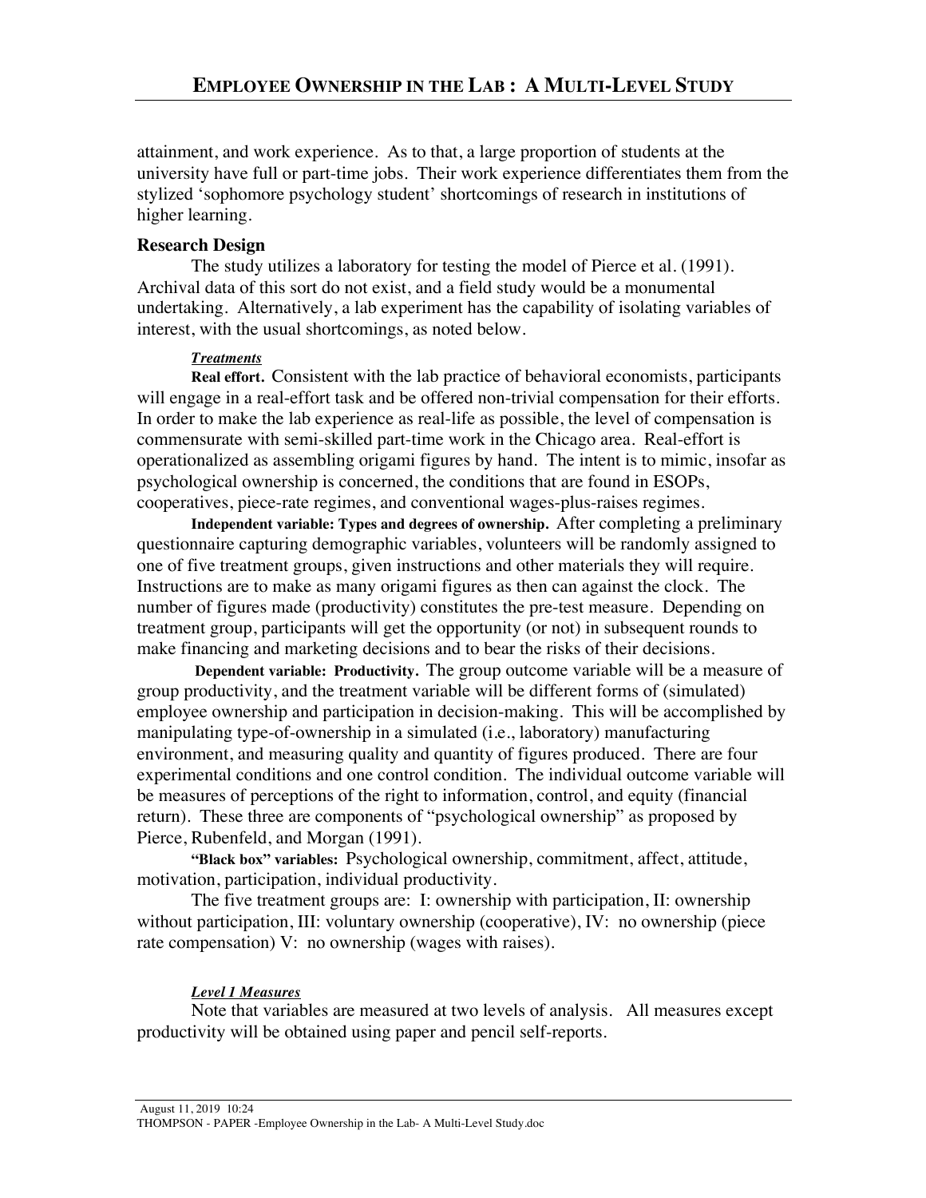attainment, and work experience. As to that, a large proportion of students at the university have full or part-time jobs. Their work experience differentiates them from the stylized 'sophomore psychology student' shortcomings of research in institutions of higher learning.

## Research Design

The study utilizes a laboratory for testing the model of Pierce et al. (1991). Archival data of this sort do not exist, and a field study would be a monumental undertaking. Alternatively, a lab experiment has the capability of isolating variables of interest, with the usual shortcomings, as noted below.

### *Treatments*

**Real effort.** Consistent with the lab practice of behavioral economists, participants will engage in a real-effort task and be offered non-trivial compensation for their efforts. In order to make the lab experience as real-life as possible, the level of compensation is commensurate with semi-skilled part-time work in the Chicago area. Real-effort is operationalized as assembling origami figures by hand. The intent is to mimic, insofar as psychological ownership is concerned, the conditions that are found in ESOPs, cooperatives, piece-rate regimes, and conventional wages-plus-raises regimes.

**Independent variable: Types and degrees of ownership.** After completing a preliminary questionnaire capturing demographic variables, volunteers will be randomly assigned to one of five treatment groups, given instructions and other materials they will require. Instructions are to make as many origami figures as then can against the clock. The number of figures made (productivity) constitutes the pre-test measure. Depending on treatment group, participants will get the opportunity (or not) in subsequent rounds to make financing and marketing decisions and to bear the risks of their decisions.

**Dependent variable: Productivity.** The group outcome variable will be a measure of group productivity, and the treatment variable will be different forms of (simulated) employee ownership and participation in decision-making. This will be accomplished by manipulating type-of-ownership in a simulated (i.e., laboratory) manufacturing environment, and measuring quality and quantity of figures produced. There are four experimental conditions and one control condition. The individual outcome variable will be measures of perceptions of the right to information, control, and equity (financial return). These three are components of "psychological ownership" as proposed by Pierce, Rubenfeld, and Morgan (1991).

**"Black box" variables:** Psychological ownership, commitment, affect, attitude, motivation, participation, individual productivity.

The five treatment groups are: I: ownership with participation, II: ownership without participation, III: voluntary ownership (cooperative), IV: no ownership (piece rate compensation) V: no ownership (wages with raises).

### *Level 1 Measures*

Note that variables are measured at two levels of analysis. All measures except productivity will be obtained using paper and pencil self-reports.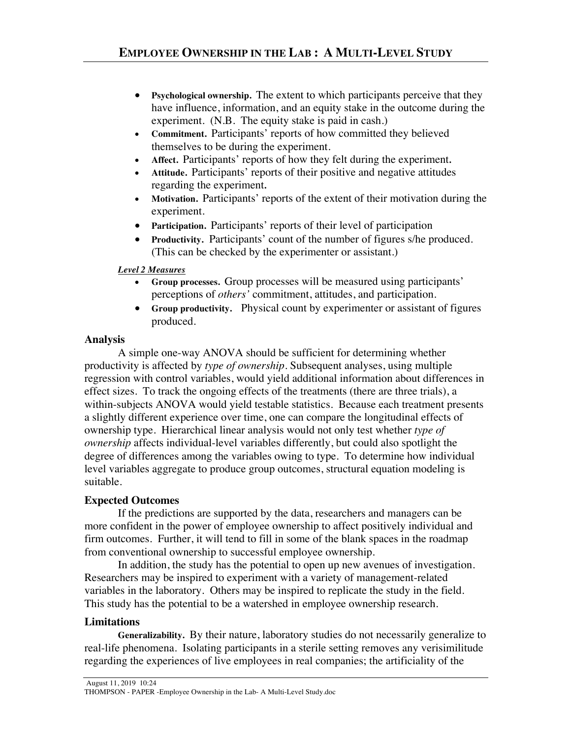- **Psychological ownership.** The extent to which participants perceive that they have influence, information, and an equity stake in the outcome during the experiment. (N.B. The equity stake is paid in cash.)
- **Commitment.** Participants' reports of how committed they believed themselves to be during the experiment.
- **Affect.** Participants' reports of how they felt during the experiment.
- **Attitude.** Participants' reports of their positive and negative attitudes regarding the experiment.
- **Motivation.** Participants' reports of the extent of their motivation during the experiment.
- **Participation.** Participants' reports of their level of participation
- **Productivity.** Participants' count of the number of figures s/he produced. (This can be checked by the experimenter or assistant.)

***Level 2 Measures***

- **Group processes.** Group processes will be measured using participants' perceptions of *others'* commitment, attitudes, and participation.
- **Group productivity.** Physical count by experimenter or assistant of figures produced.

### Analysis

A simple one-way ANOVA should be sufficient for determining whether productivity is affected by *type of ownership*. Subsequent analyses, using multiple regression with control variables, would yield additional information about differences in effect sizes. To track the ongoing effects of the treatments (there are three trials), a within-subjects ANOVA would yield testable statistics. Because each treatment presents a slightly different experience over time, one can compare the longitudinal effects of ownership type. Hierarchical linear analysis would not only test whether *type of ownership* affects individual-level variables differently, but could also spotlight the degree of differences among the variables owing to type. To determine how individual level variables aggregate to produce group outcomes, structural equation modeling is suitable.

### Expected Outcomes

If the predictions are supported by the data, researchers and managers can be more confident in the power of employee ownership to affect positively individual and firm outcomes. Further, it will tend to fill in some of the blank spaces in the roadmap from conventional ownership to successful employee ownership.

In addition, the study has the potential to open up new avenues of investigation. Researchers may be inspired to experiment with a variety of management-related variables in the laboratory. Others may be inspired to replicate the study in the field. This study has the potential to be a watershed in employee ownership research.

### Limitations

**Generalizability.** By their nature, laboratory studies do not necessarily generalize to real-life phenomena. Isolating participants in a sterile setting removes any verisimilitude regarding the experiences of live employees in real companies; the artificiality of the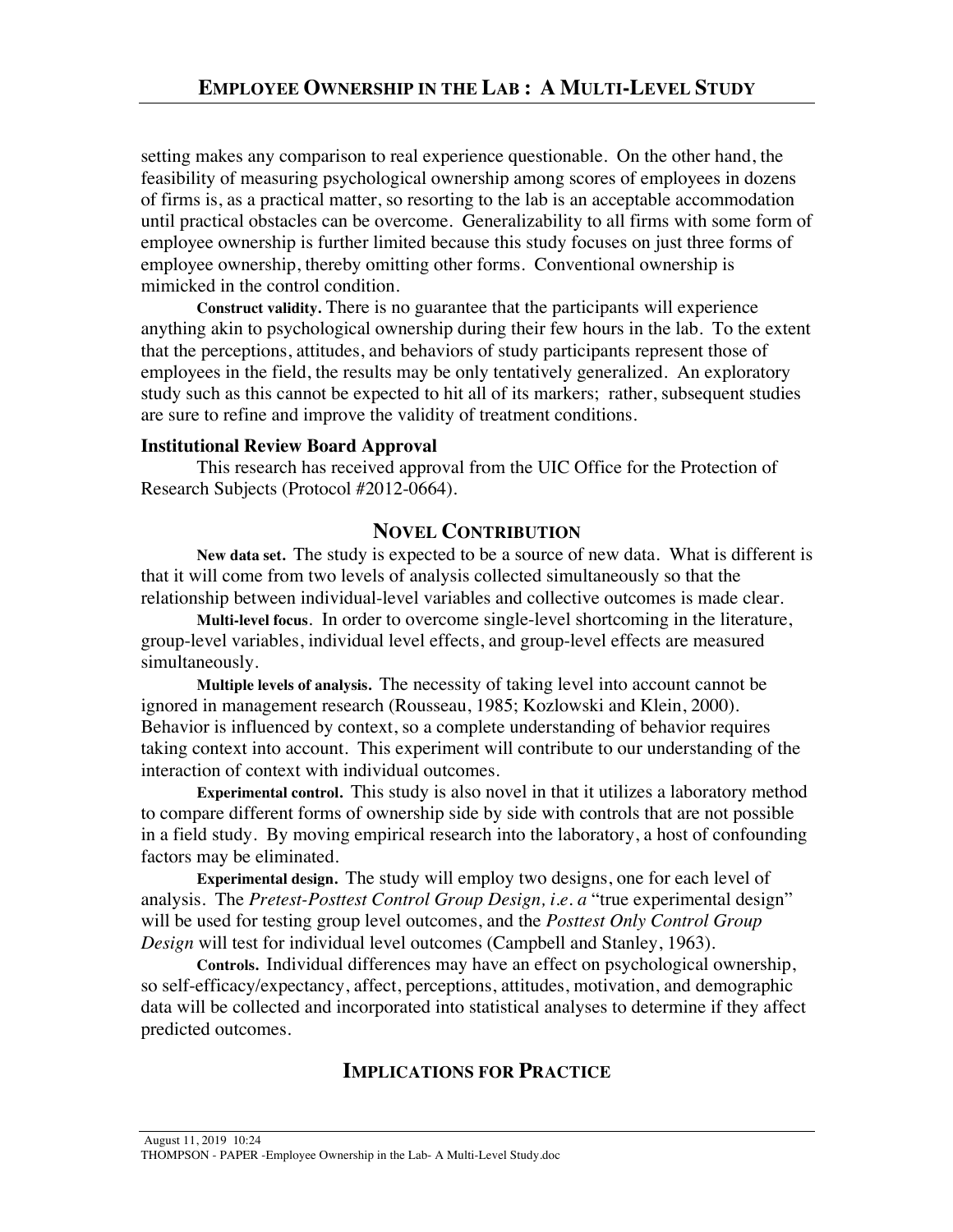setting makes any comparison to real experience questionable. On the other hand, the feasibility of measuring psychological ownership among scores of employees in dozens of firms is, as a practical matter, so resorting to the lab is an acceptable accommodation until practical obstacles can be overcome. Generalizability to all firms with some form of employee ownership is further limited because this study focuses on just three forms of employee ownership, thereby omitting other forms. Conventional ownership is mimicked in the control condition.

**Construct validity.** There is no guarantee that the participants will experience anything akin to psychological ownership during their few hours in the lab. To the extent that the perceptions, attitudes, and behaviors of study participants represent those of employees in the field, the results may be only tentatively generalized. An exploratory study such as this cannot be expected to hit all of its markers; rather, subsequent studies are sure to refine and improve the validity of treatment conditions.

### Institutional Review Board Approval

This research has received approval from the UIC Office for the Protection of Research Subjects (Protocol #2012-0664).

## NOVEL CONTRIBUTION

**New data set.** The study is expected to be a source of new data. What is different is that it will come from two levels of analysis collected simultaneously so that the relationship between individual-level variables and collective outcomes is made clear.

**Multi-level focus**. In order to overcome single-level shortcoming in the literature, group-level variables, individual level effects, and group-level effects are measured simultaneously.

**Multiple levels of analysis.** The necessity of taking level into account cannot be ignored in management research (Rousseau, 1985; Kozlowski and Klein, 2000). Behavior is influenced by context, so a complete understanding of behavior requires taking context into account. This experiment will contribute to our understanding of the interaction of context with individual outcomes.

**Experimental control.** This study is also novel in that it utilizes a laboratory method to compare different forms of ownership side by side with controls that are not possible in a field study. By moving empirical research into the laboratory, a host of confounding factors may be eliminated.

**Experimental design.** The study will employ two designs, one for each level of analysis. The *Pretest-Posttest Control Group Design, i.e. a* "true experimental design" will be used for testing group level outcomes, and the *Posttest Only Control Group Design* will test for individual level outcomes (Campbell and Stanley, 1963).

**Controls.** Individual differences may have an effect on psychological ownership, so self-efficacy/expectancy, affect, perceptions, attitudes, motivation, and demographic data will be collected and incorporated into statistical analyses to determine if they affect predicted outcomes.

## IMPLICATIONS FOR PRACTICE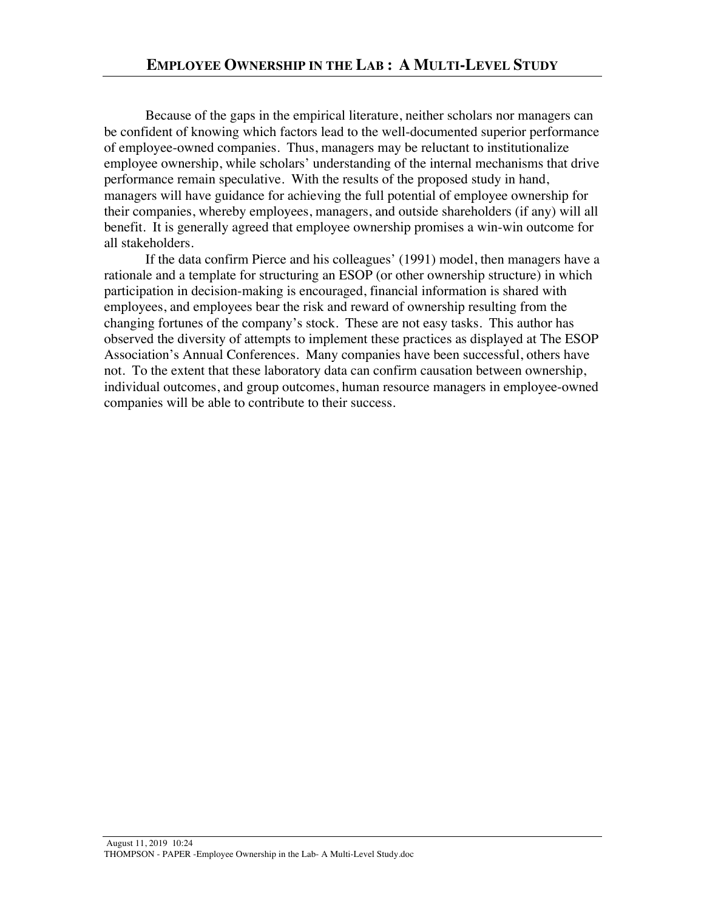Because of the gaps in the empirical literature, neither scholars nor managers can be confident of knowing which factors lead to the well-documented superior performance of employee-owned companies. Thus, managers may be reluctant to institutionalize employee ownership, while scholars' understanding of the internal mechanisms that drive performance remain speculative. With the results of the proposed study in hand, managers will have guidance for achieving the full potential of employee ownership for their companies, whereby employees, managers, and outside shareholders (if any) will all benefit. It is generally agreed that employee ownership promises a win-win outcome for all stakeholders.

If the data confirm Pierce and his colleagues' (1991) model, then managers have a rationale and a template for structuring an ESOP (or other ownership structure) in which participation in decision-making is encouraged, financial information is shared with employees, and employees bear the risk and reward of ownership resulting from the changing fortunes of the company's stock. These are not easy tasks. This author has observed the diversity of attempts to implement these practices as displayed at The ESOP Association's Annual Conferences. Many companies have been successful, others have not. To the extent that these laboratory data can confirm causation between ownership, individual outcomes, and group outcomes, human resource managers in employee-owned companies will be able to contribute to their success.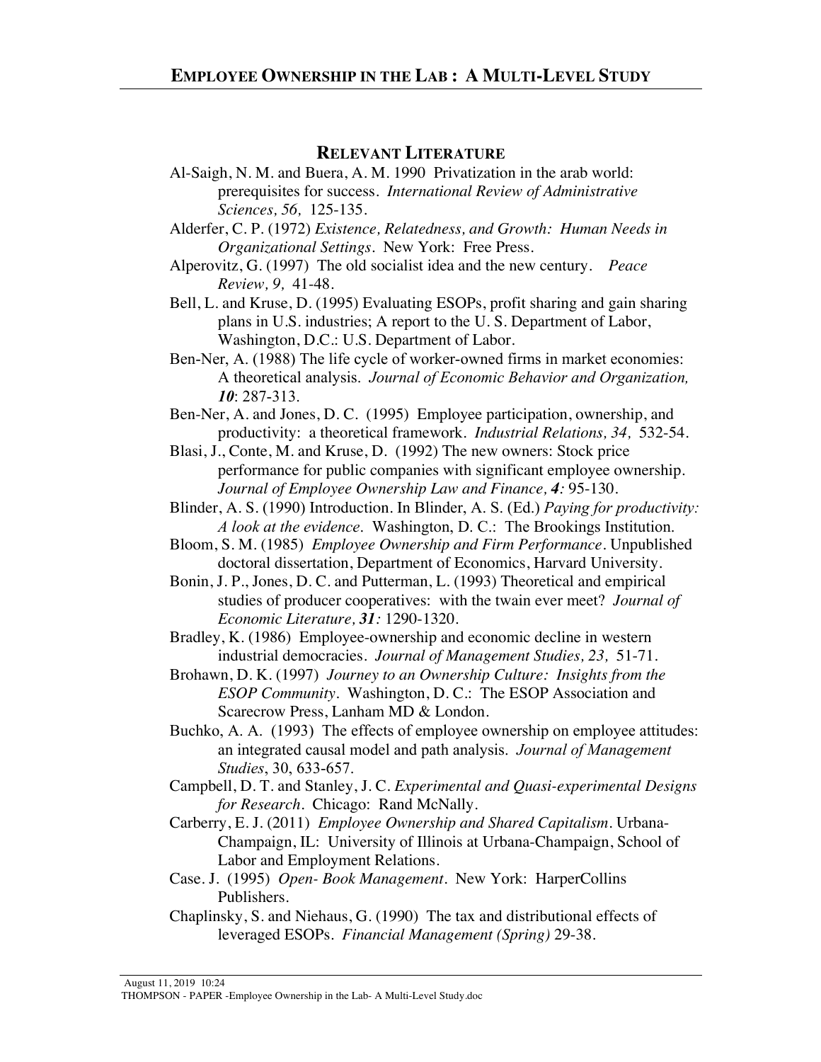## RELEVANT LITERATURE

Al-Saigh, N. M. and Buera, A. M. 1990 Privatization in the arab world: prerequisites for success. *International Review of Administrative Sciences, 56,* 125-135.

Alderfer, C. P. (1972) *Existence, Relatedness, and Growth: Human Needs in Organizational Settings*. New York: Free Press.

Alperovitz, G. (1997) The old socialist idea and the new century. *Peace Review, 9,* 41-48.

Bell, L. and Kruse, D. (1995) Evaluating ESOPs, profit sharing and gain sharing plans in U.S. industries; A report to the U. S. Department of Labor, Washington, D.C.: U.S. Department of Labor.

Ben-Ner, A. (1988) The life cycle of worker-owned firms in market economies: A theoretical analysis. *Journal of Economic Behavior and Organization, **10***: 287-313.

Ben-Ner, A. and Jones, D. C. (1995) Employee participation, ownership, and productivity: a theoretical framework. *Industrial Relations, 34,* 532-54.

Blasi, J., Conte, M. and Kruse, D. (1992) The new owners: Stock price performance for public companies with significant employee ownership. *Journal of Employee Ownership Law and Finance, **4**:* 95-130.

Blinder, A. S. (1990) Introduction. In Blinder, A. S. (Ed.) *Paying for productivity: A look at the evidence.* Washington, D. C.: The Brookings Institution.

Bloom, S. M. (1985) *Employee Ownership and Firm Performance*. Unpublished doctoral dissertation, Department of Economics, Harvard University.

Bonin, J. P., Jones, D. C. and Putterman, L. (1993) Theoretical and empirical studies of producer cooperatives: with the twain ever meet? *Journal of Economic Literature, **31**:* 1290-1320.

Bradley, K. (1986) Employee-ownership and economic decline in western industrial democracies. *Journal of Management Studies, 23,* 51-71.

Brohawn, D. K. (1997) *Journey to an Ownership Culture: Insights from the ESOP Community*. Washington, D. C.: The ESOP Association and Scarecrow Press, Lanham MD & London.

Buchko, A. A. (1993) The effects of employee ownership on employee attitudes: an integrated causal model and path analysis. *Journal of Management Studies*, 30, 633-657.

Campbell, D. T. and Stanley, J. C. *Experimental and Quasi-experimental Designs for Research*. Chicago: Rand McNally.

Carberry, E. J. (2011) *Employee Ownership and Shared Capitalism*. Urbana-Champaign, IL: University of Illinois at Urbana-Champaign, School of Labor and Employment Relations.

Case. J. (1995) *Open- Book Management*. New York: HarperCollins Publishers.

Chaplinsky, S. and Niehaus, G. (1990) The tax and distributional effects of leveraged ESOPs. *Financial Management (Spring)* 29-38.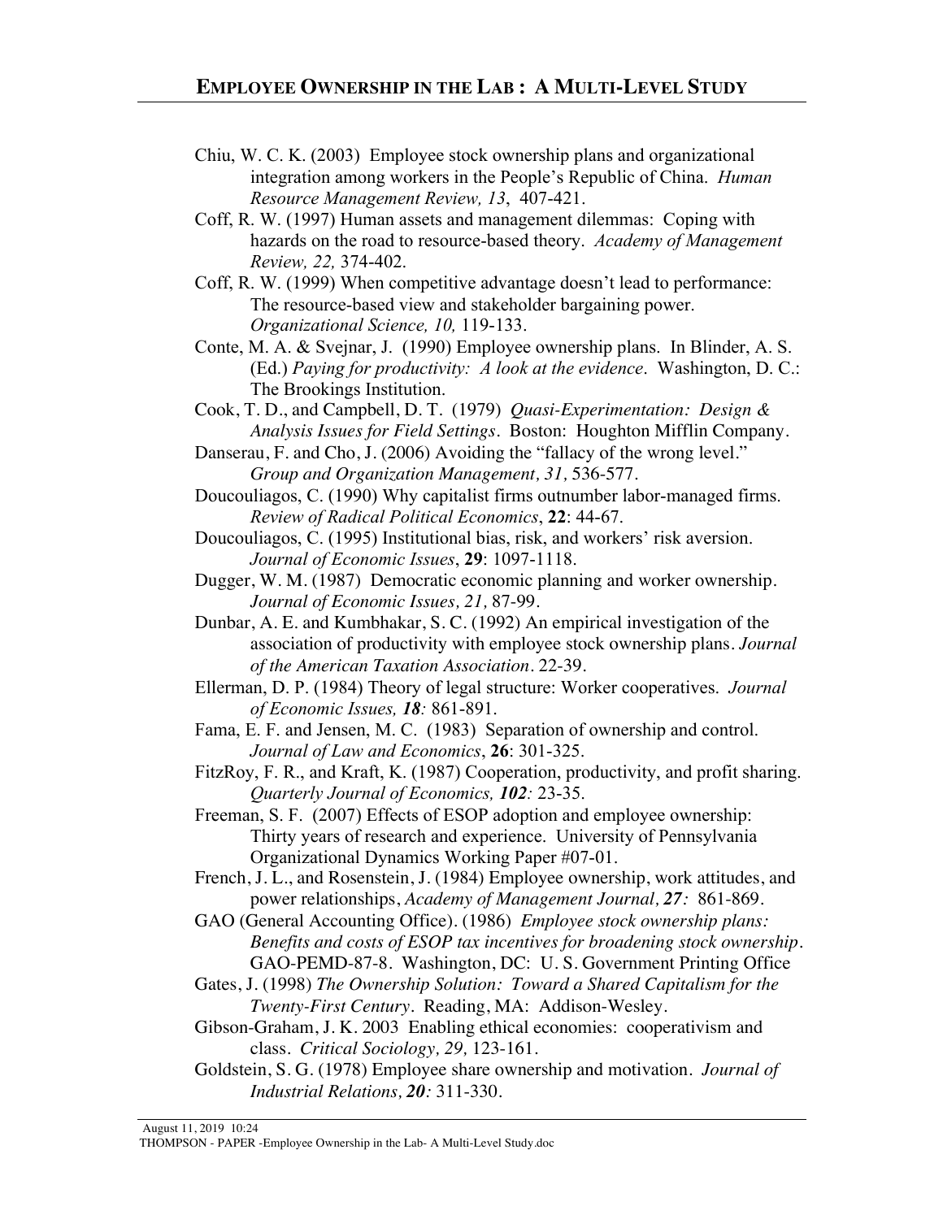Chiu, W. C. K. (2003) Employee stock ownership plans and organizational integration among workers in the People's Republic of China. *Human Resource Management Review, 13*, 407-421.

Coff, R. W. (1997) Human assets and management dilemmas: Coping with hazards on the road to resource-based theory. *Academy of Management Review, 22,* 374-402.

Coff, R. W. (1999) When competitive advantage doesn't lead to performance: The resource-based view and stakeholder bargaining power. *Organizational Science, 10,* 119-133.

Conte, M. A. & Svejnar, J. (1990) Employee ownership plans. In Blinder, A. S. (Ed.) *Paying for productivity: A look at the evidence*. Washington, D. C.: The Brookings Institution.

Cook, T. D., and Campbell, D. T. (1979) *Quasi-Experimentation: Design & Analysis Issues for Field Settings*. Boston: Houghton Mifflin Company.

Danserau, F. and Cho, J. (2006) Avoiding the "fallacy of the wrong level." *Group and Organization Management, 31,* 536-577.

Doucouliagos, C. (1990) Why capitalist firms outnumber labor-managed firms. *Review of Radical Political Economics*, **22**: 44-67.

Doucouliagos, C. (1995) Institutional bias, risk, and workers' risk aversion. *Journal of Economic Issues*, **29**: 1097-1118.

Dugger, W. M. (1987) Democratic economic planning and worker ownership. *Journal of Economic Issues, 21,* 87-99.

Dunbar, A. E. and Kumbhakar, S. C. (1992) An empirical investigation of the association of productivity with employee stock ownership plans. *Journal of the American Taxation Association*. 22-39.

Ellerman, D. P. (1984) Theory of legal structure: Worker cooperatives. *Journal of Economic Issues, **18**:* 861-891.

Fama, E. F. and Jensen, M. C. (1983) Separation of ownership and control. *Journal of Law and Economics*, **26**: 301-325.

FitzRoy, F. R., and Kraft, K. (1987) Cooperation, productivity, and profit sharing. *Quarterly Journal of Economics, **102**:* 23-35.

Freeman, S. F. (2007) Effects of ESOP adoption and employee ownership: Thirty years of research and experience. University of Pennsylvania Organizational Dynamics Working Paper #07-01.

French, J. L., and Rosenstein, J. (1984) Employee ownership, work attitudes, and power relationships, *Academy of Management Journal, 27:* 861-869.

GAO (General Accounting Office). (1986) *Employee stock ownership plans: Benefits and costs of ESOP tax incentives for broadening stock ownership*. GAO-PEMD-87-8. Washington, DC: U. S. Government Printing Office

Gates, J. (1998) *The Ownership Solution: Toward a Shared Capitalism for the Twenty-First Century*. Reading, MA: Addison-Wesley.

Gibson-Graham, J. K. 2003 Enabling ethical economies: cooperativism and class. *Critical Sociology, 29,* 123-161.

Goldstein, S. G. (1978) Employee share ownership and motivation. *Journal of Industrial Relations, **20**:* 311-330.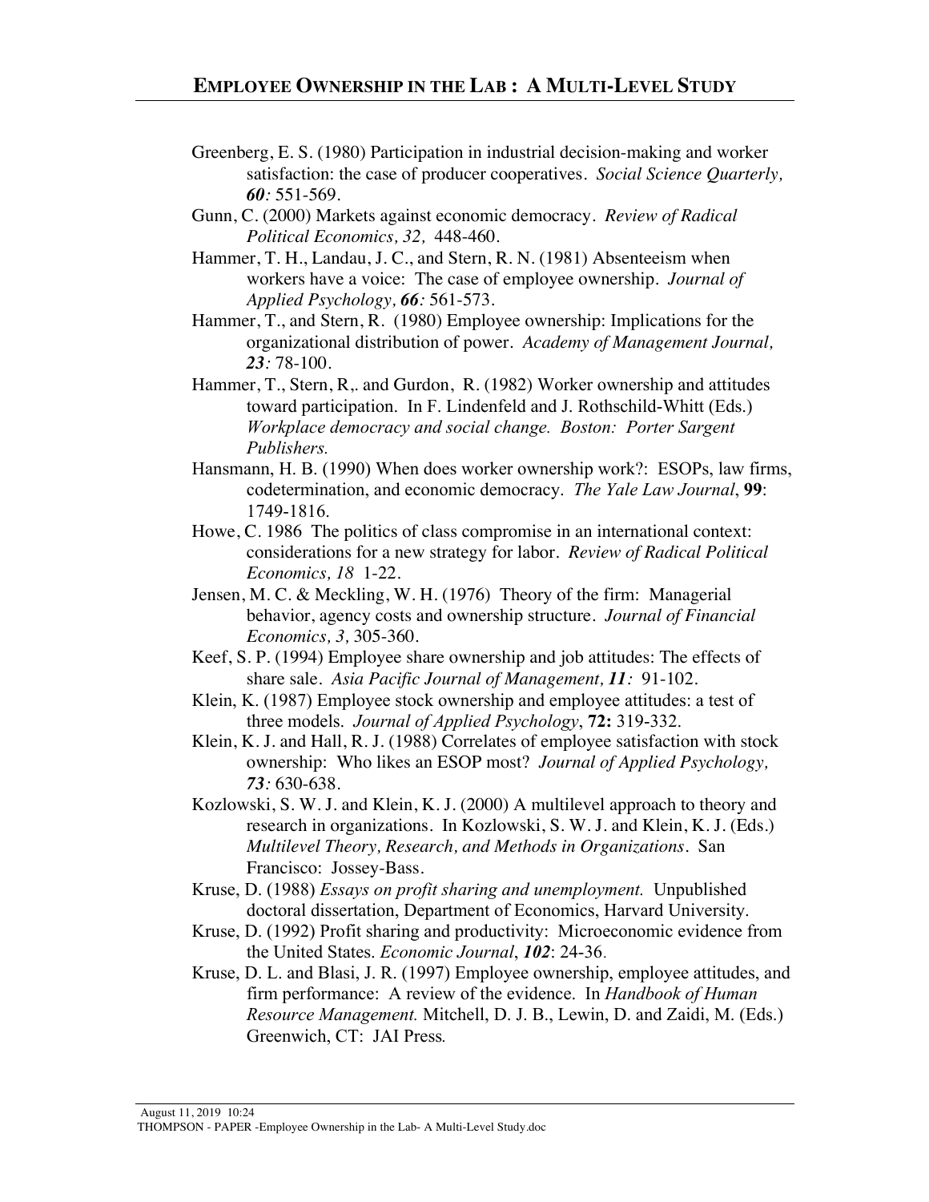Greenberg, E. S. (1980) Participation in industrial decision-making and worker satisfaction: the case of producer cooperatives. *Social Science Quarterly, **60**:* 551-569.

Gunn, C. (2000) Markets against economic democracy. *Review of Radical Political Economics, 32,* 448-460.

Hammer, T. H., Landau, J. C., and Stern, R. N. (1981) Absenteeism when workers have a voice: The case of employee ownership. *Journal of Applied Psychology, **66**:* 561-573.

Hammer, T., and Stern, R. (1980) Employee ownership: Implications for the organizational distribution of power. *Academy of Management Journal, **23**:* 78-100.

Hammer, T., Stern, R,. and Gurdon, R. (1982) Worker ownership and attitudes toward participation. In F. Lindenfeld and J. Rothschild-Whitt (Eds.) *Workplace democracy and social change. Boston: Porter Sargent Publishers.*

Hansmann, H. B. (1990) When does worker ownership work?: ESOPs, law firms, codetermination, and economic democracy. *The Yale Law Journal*, **99**: 1749-1816.

Howe, C. 1986 The politics of class compromise in an international context: considerations for a new strategy for labor. *Review of Radical Political Economics, 18* 1-22.

Jensen, M. C. & Meckling, W. H. (1976) Theory of the firm: Managerial behavior, agency costs and ownership structure. *Journal of Financial Economics, 3,* 305-360.

Keef, S. P. (1994) Employee share ownership and job attitudes: The effects of share sale. *Asia Pacific Journal of Management, **11**:* 91-102.

Klein, K. (1987) Employee stock ownership and employee attitudes: a test of three models. *Journal of Applied Psychology*, **72:** 319-332.

Klein, K. J. and Hall, R. J. (1988) Correlates of employee satisfaction with stock ownership: Who likes an ESOP most? *Journal of Applied Psychology, **73**:* 630-638.

Kozlowski, S. W. J. and Klein, K. J. (2000) A multilevel approach to theory and research in organizations. In Kozlowski, S. W. J. and Klein, K. J. (Eds.) *Multilevel Theory, Research, and Methods in Organizations*. San Francisco: Jossey-Bass.

Kruse, D. (1988) *Essays on profit sharing and unemployment.* Unpublished doctoral dissertation, Department of Economics, Harvard University.

Kruse, D. (1992) Profit sharing and productivity: Microeconomic evidence from the United States. *Economic Journal*, ***102***: 24-36.

Kruse, D. L. and Blasi, J. R. (1997) Employee ownership, employee attitudes, and firm performance: A review of the evidence. In *Handbook of Human Resource Management.* Mitchell, D. J. B., Lewin, D. and Zaidi, M. (Eds.) Greenwich, CT: JAI Press*.*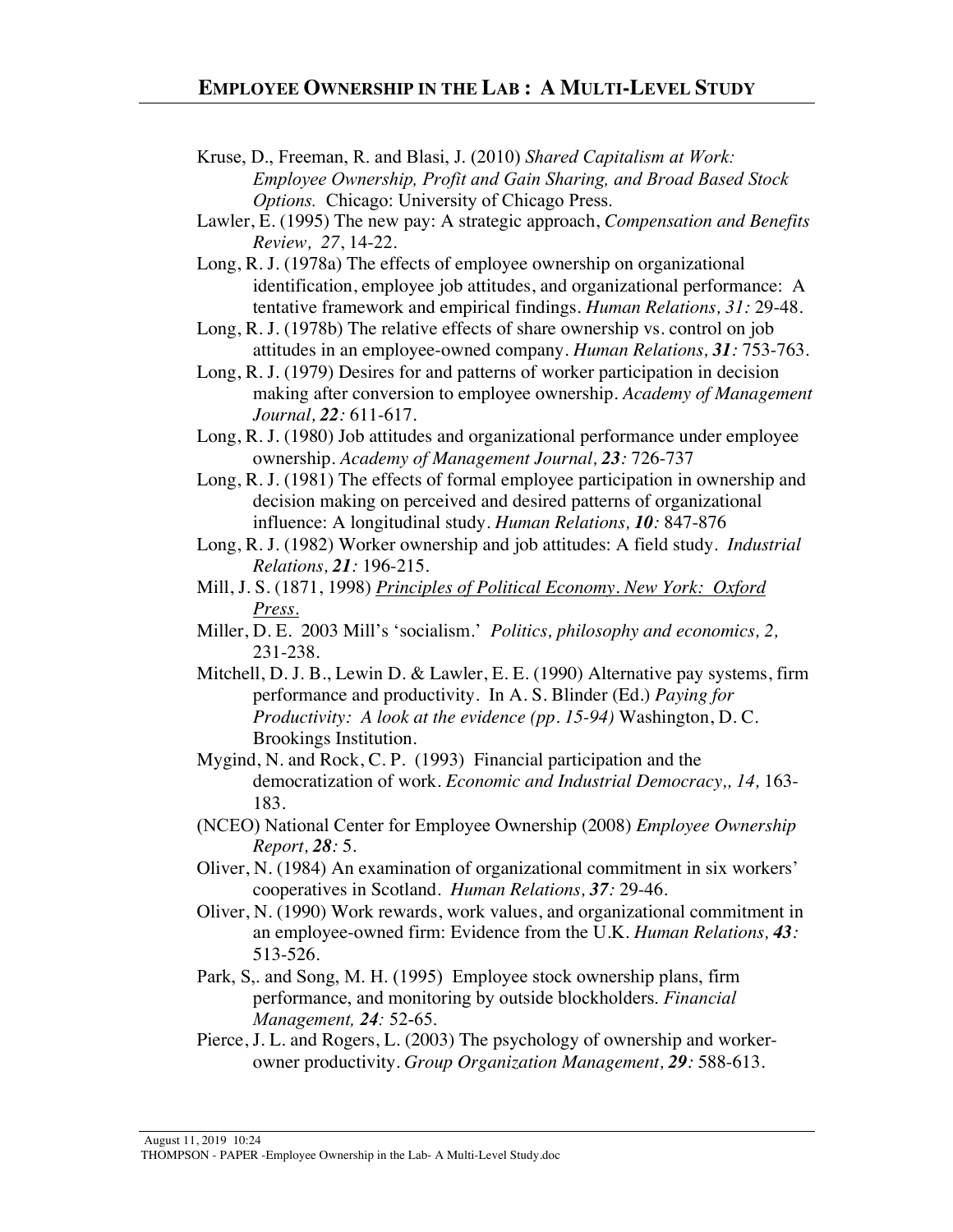Kruse, D., Freeman, R. and Blasi, J. (2010) *Shared Capitalism at Work: Employee Ownership, Profit and Gain Sharing, and Broad Based Stock Options.* Chicago: University of Chicago Press.

Lawler, E. (1995) The new pay: A strategic approach, *Compensation and Benefits Review, 27*, 14-22.

Long, R. J. (1978a) The effects of employee ownership on organizational identification, employee job attitudes, and organizational performance: A tentative framework and empirical findings. *Human Relations, 31:* 29-48.

Long, R. J. (1978b) The relative effects of share ownership vs. control on job attitudes in an employee-owned company. *Human Relations, **31**:* 753-763.

Long, R. J. (1979) Desires for and patterns of worker participation in decision making after conversion to employee ownership. *Academy of Management Journal, **22**:* 611-617.

Long, R. J. (1980) Job attitudes and organizational performance under employee ownership. *Academy of Management Journal, **23**:* 726-737

Long, R. J. (1981) The effects of formal employee participation in ownership and decision making on perceived and desired patterns of organizational influence: A longitudinal study. *Human Relations, **10**:* 847-876

Long, R. J. (1982) Worker ownership and job attitudes: A field study. *Industrial Relations, **21**:* 196-215.

Mill, J. S. (1871, 1998) *Principles of Political Economy. New York: Oxford Press.*

Miller, D. E. 2003 Mill's 'socialism.' *Politics, philosophy and economics, 2,* 231-238.

Mitchell, D. J. B., Lewin D. & Lawler, E. E. (1990) Alternative pay systems, firm performance and productivity. In A. S. Blinder (Ed.) *Paying for Productivity: A look at the evidence (pp. 15-94)* Washington, D. C. Brookings Institution.

Mygind, N. and Rock, C. P. (1993) Financial participation and the democratization of work. *Economic and Industrial Democracy,, 14,* 163-183.

(NCEO) National Center for Employee Ownership (2008) *Employee Ownership Report, **28**:* 5.

Oliver, N. (1984) An examination of organizational commitment in six workers' cooperatives in Scotland. *Human Relations, **37**:* 29-46.

Oliver, N. (1990) Work rewards, work values, and organizational commitment in an employee-owned firm: Evidence from the U.K. *Human Relations, **43**:* 513-526.

Park, S,. and Song, M. H. (1995) Employee stock ownership plans, firm performance, and monitoring by outside blockholders. *Financial Management, **24**:* 52-65.

Pierce, J. L. and Rogers, L. (2003) The psychology of ownership and worker-owner productivity. *Group Organization Management, **29**:* 588-613.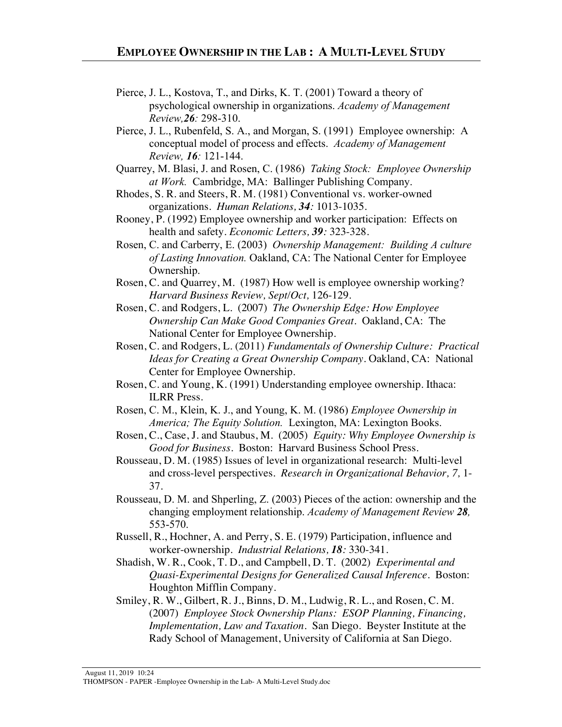Pierce, J. L., Kostova, T., and Dirks, K. T. (2001) Toward a theory of psychological ownership in organizations. *Academy of Management Review,**26**:* 298-310.

Pierce, J. L., Rubenfeld, S. A., and Morgan, S. (1991) Employee ownership: A conceptual model of process and effects. *Academy of Management Review, **16**:* 121-144.

Quarrey, M. Blasi, J. and Rosen, C. (1986) *Taking Stock: Employee Ownership at Work.* Cambridge, MA: Ballinger Publishing Company.

Rhodes, S. R. and Steers, R. M. (1981) Conventional vs. worker-owned organizations. *Human Relations, **34**:* 1013-1035.

Rooney, P. (1992) Employee ownership and worker participation: Effects on health and safety. *Economic Letters, **39**:* 323-328.

Rosen, C. and Carberry, E. (2003) *Ownership Management: Building A culture of Lasting Innovation.* Oakland, CA: The National Center for Employee Ownership.

Rosen, C. and Quarrey, M. (1987) How well is employee ownership working? *Harvard Business Review, Sept/Oct,* 126-129.

Rosen, C. and Rodgers, L. (2007) *The Ownership Edge: How Employee Ownership Can Make Good Companies Great*. Oakland, CA: The National Center for Employee Ownership.

Rosen, C. and Rodgers, L. (2011) *Fundamentals of Ownership Culture: Practical Ideas for Creating a Great Ownership Company*. Oakland, CA: National Center for Employee Ownership.

Rosen, C. and Young, K. (1991) Understanding employee ownership. Ithaca: ILRR Press.

Rosen, C. M., Klein, K. J., and Young, K. M. (1986) *Employee Ownership in America; The Equity Solution.* Lexington, MA: Lexington Books.

Rosen, C., Case, J. and Staubus, M. (2005) *Equity: Why Employee Ownership is Good for Business*. Boston: Harvard Business School Press.

Rousseau, D. M. (1985) Issues of level in organizational research: Multi-level and cross-level perspectives. *Research in Organizational Behavior, 7,* 1-37.

Rousseau, D. M. and Shperling, Z. (2003) Pieces of the action: ownership and the changing employment relationship. *Academy of Management Review **28**,* 553-570.

Russell, R., Hochner, A. and Perry, S. E. (1979) Participation, influence and worker-ownership. *Industrial Relations, **18**:* 330-341.

Shadish, W. R., Cook, T. D., and Campbell, D. T. (2002) *Experimental and Quasi-Experimental Designs for Generalized Causal Inference*. Boston: Houghton Mifflin Company.

Smiley, R. W., Gilbert, R. J., Binns, D. M., Ludwig, R. L., and Rosen, C. M. (2007) *Employee Stock Ownership Plans: ESOP Planning, Financing, Implementation, Law and Taxation*. San Diego. Beyster Institute at the Rady School of Management, University of California at San Diego.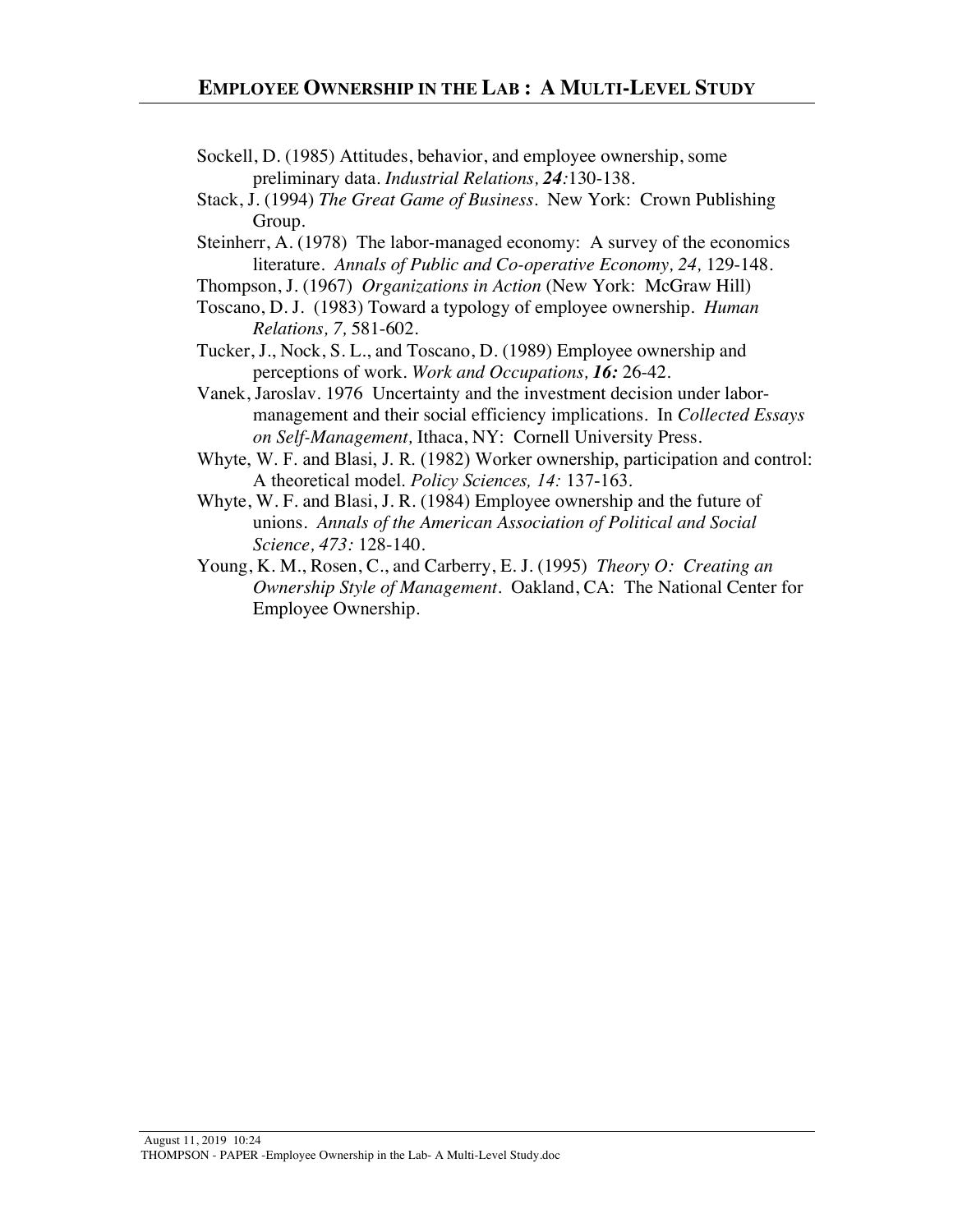Sockell, D. (1985) Attitudes, behavior, and employee ownership, some preliminary data. *Industrial Relations, **24**:*130-138.

Stack, J. (1994) *The Great Game of Business*. New York: Crown Publishing Group.

Steinherr, A. (1978) The labor-managed economy: A survey of the economics literature. *Annals of Public and Co-operative Economy, 24,* 129-148.

Thompson, J. (1967) *Organizations in Action* (New York: McGraw Hill)

Toscano, D. J. (1983) Toward a typology of employee ownership. *Human Relations, 7,* 581-602.

Tucker, J., Nock, S. L., and Toscano, D. (1989) Employee ownership and perceptions of work. *Work and Occupations, **16:*** 26-42.

Vanek, Jaroslav. 1976 Uncertainty and the investment decision under labor-management and their social efficiency implications. In *Collected Essays on Self-Management,* Ithaca, NY: Cornell University Press.

Whyte, W. F. and Blasi, J. R. (1982) Worker ownership, participation and control: A theoretical model. *Policy Sciences, 14:* 137-163.

Whyte, W. F. and Blasi, J. R. (1984) Employee ownership and the future of unions. *Annals of the American Association of Political and Social Science, 473:* 128-140.

Young, K. M., Rosen, C., and Carberry, E. J. (1995) *Theory O: Creating an Ownership Style of Management*. Oakland, CA: The National Center for Employee Ownership.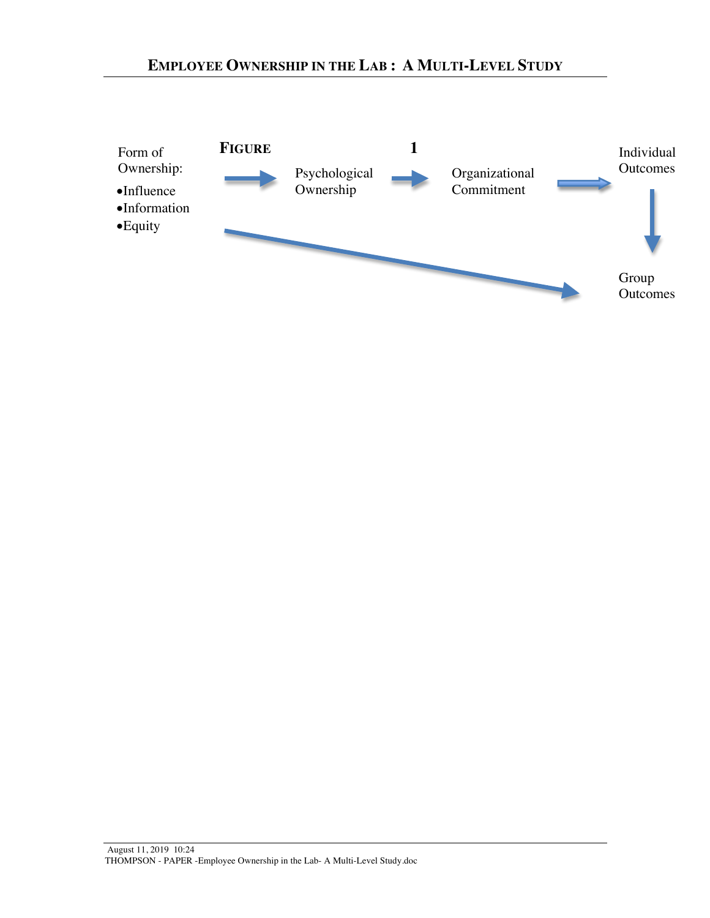**FIGURE 1**

Form of Ownership:

- Influence
- Information
- Equity

Psychological Ownership

Organizational Commitment

Individual Outcomes

Group Outcomes